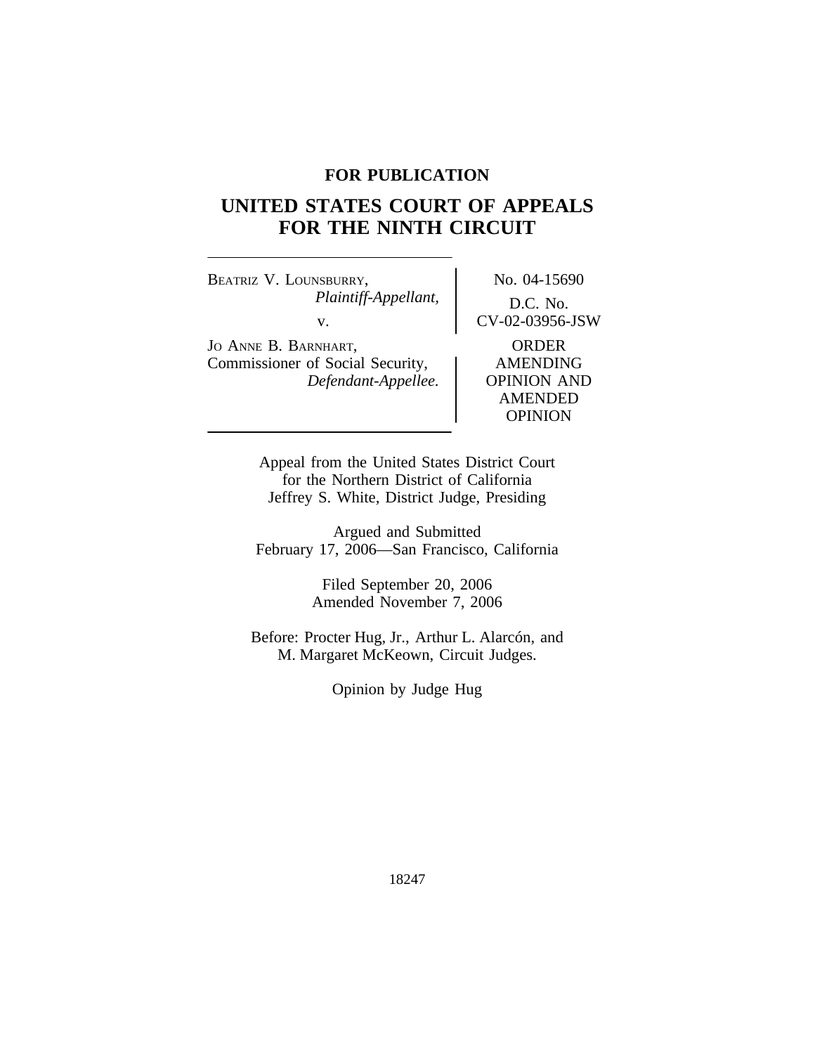**FOR PUBLICATION**

# UNITED STATES COURT OF APPEALS FOR THE NINTH CIRCUIT

| | |
|---|---|
| BEATRIZ V. LOUNSBURRY, *Plaintiff-Appellant,* v. JO ANNE B. BARNHART, Commissioner of Social Security, *Defendant-Appellee.* | No. 04-15690<br>D.C. No. CV-02-03956-JSW<br>ORDER AMENDING OPINION AND AMENDED OPINION |

Appeal from the United States District Court
for the Northern District of California
Jeffrey S. White, District Judge, Presiding

Argued and Submitted
February 17, 2006—San Francisco, California

Filed September 20, 2006
Amended November 7, 2006

Before: Procter Hug, Jr., Arthur L. Alarcón, and
M. Margaret McKeown, Circuit Judges.

Opinion by Judge Hug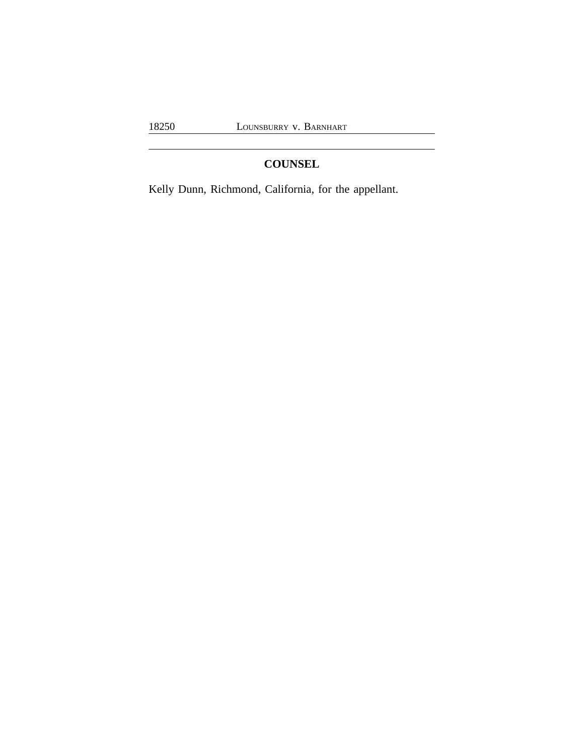## COUNSEL

Kelly Dunn, Richmond, California, for the appellant.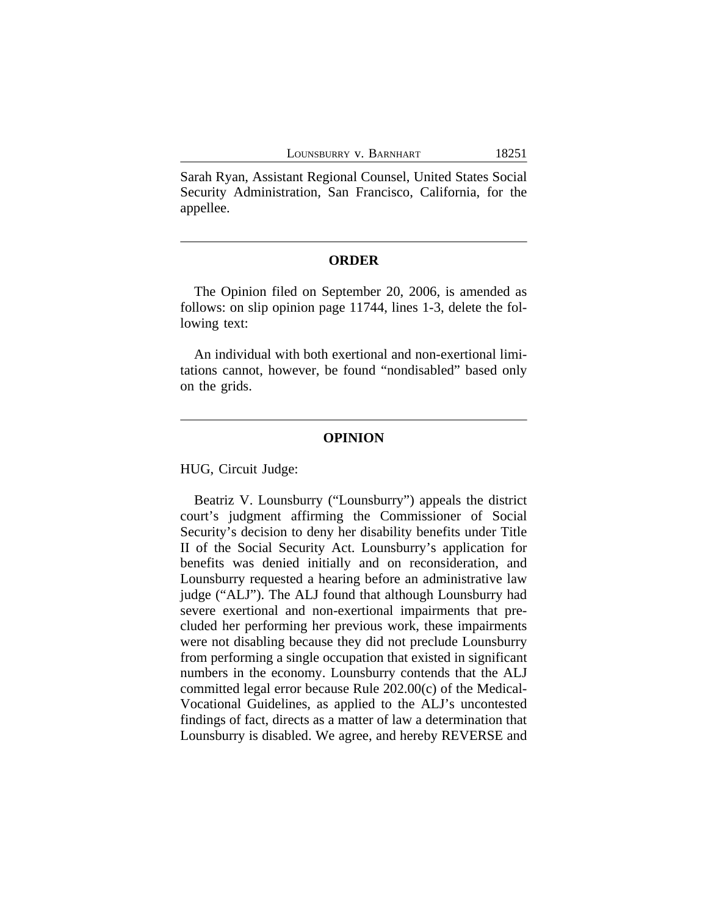Sarah Ryan, Assistant Regional Counsel, United States Social Security Administration, San Francisco, California, for the appellee.

---

## ORDER

The Opinion filed on September 20, 2006, is amended as follows: on slip opinion page 11744, lines 1-3, delete the following text:

An individual with both exertional and non-exertional limitations cannot, however, be found "nondisabled" based only on the grids.

---

## OPINION

HUG, Circuit Judge:

Beatriz V. Lounsburry ("Lounsburry") appeals the district court's judgment affirming the Commissioner of Social Security's decision to deny her disability benefits under Title II of the Social Security Act. Lounsburry's application for benefits was denied initially and on reconsideration, and Lounsburry requested a hearing before an administrative law judge ("ALJ"). The ALJ found that although Lounsburry had severe exertional and non-exertional impairments that precluded her performing her previous work, these impairments were not disabling because they did not preclude Lounsburry from performing a single occupation that existed in significant numbers in the economy. Lounsburry contends that the ALJ committed legal error because Rule 202.00(c) of the Medical-Vocational Guidelines, as applied to the ALJ's uncontested findings of fact, directs as a matter of law a determination that Lounsburry is disabled. We agree, and hereby REVERSE and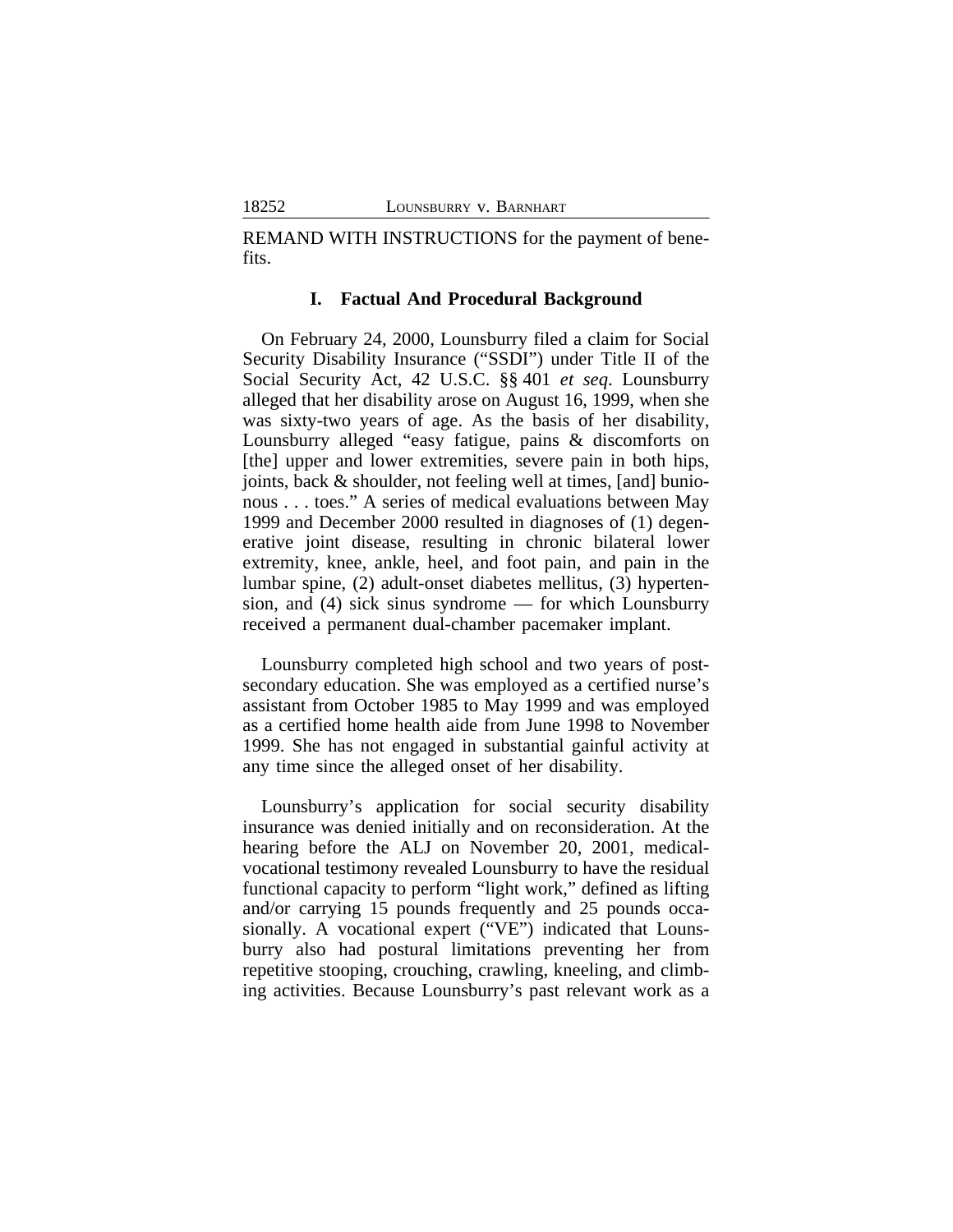REMAND WITH INSTRUCTIONS for the payment of benefits.

### I. Factual And Procedural Background

On February 24, 2000, Lounsburry filed a claim for Social Security Disability Insurance ("SSDI") under Title II of the Social Security Act, 42 U.S.C. §§ 401 *et seq*. Lounsburry alleged that her disability arose on August 16, 1999, when she was sixty-two years of age. As the basis of her disability, Lounsburry alleged "easy fatigue, pains & discomforts on [the] upper and lower extremities, severe pain in both hips, joints, back & shoulder, not feeling well at times, [and] bunionous . . . toes." A series of medical evaluations between May 1999 and December 2000 resulted in diagnoses of (1) degenerative joint disease, resulting in chronic bilateral lower extremity, knee, ankle, heel, and foot pain, and pain in the lumbar spine, (2) adult-onset diabetes mellitus, (3) hypertension, and (4) sick sinus syndrome — for which Lounsburry received a permanent dual-chamber pacemaker implant.

Lounsburry completed high school and two years of post-secondary education. She was employed as a certified nurse's assistant from October 1985 to May 1999 and was employed as a certified home health aide from June 1998 to November 1999. She has not engaged in substantial gainful activity at any time since the alleged onset of her disability.

Lounsburry's application for social security disability insurance was denied initially and on reconsideration. At the hearing before the ALJ on November 20, 2001, medical-vocational testimony revealed Lounsburry to have the residual functional capacity to perform "light work," defined as lifting and/or carrying 15 pounds frequently and 25 pounds occasionally. A vocational expert ("VE") indicated that Lounsburry also had postural limitations preventing her from repetitive stooping, crouching, crawling, kneeling, and climbing activities. Because Lounsburry's past relevant work as a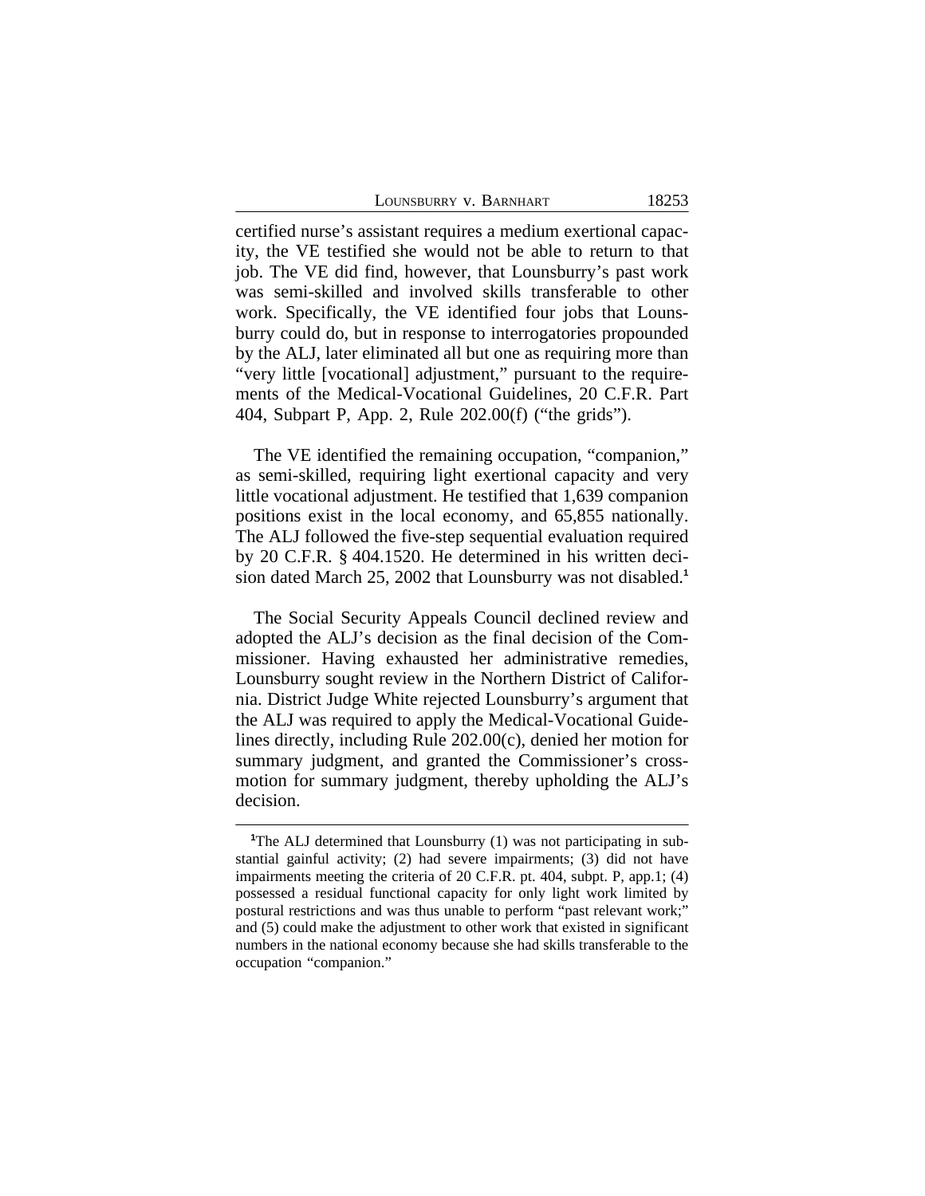certified nurse's assistant requires a medium exertional capacity, the VE testified she would not be able to return to that job. The VE did find, however, that Lounsbury's past work was semi-skilled and involved skills transferable to other work. Specifically, the VE identified four jobs that Lounsbury could do, but in response to interrogatories propounded by the ALJ, later eliminated all but one as requiring more than "very little [vocational] adjustment," pursuant to the requirements of the Medical-Vocational Guidelines, 20 C.F.R. Part 404, Subpart P, App. 2, Rule 202.00(f) ("the grids").

The VE identified the remaining occupation, "companion," as semi-skilled, requiring light exertional capacity and very little vocational adjustment. He testified that 1,639 companion positions exist in the local economy, and 65,855 nationally. The ALJ followed the five-step sequential evaluation required by 20 C.F.R. § 404.1520. He determined in his written decision dated March 25, 2002 that Lounsbury was not disabled.[1]

The Social Security Appeals Council declined review and adopted the ALJ's decision as the final decision of the Commissioner. Having exhausted her administrative remedies, Lounsbury sought review in the Northern District of California. District Judge White rejected Lounsbury's argument that the ALJ was required to apply the Medical-Vocational Guidelines directly, including Rule 202.00(c), denied her motion for summary judgment, and granted the Commissioner's cross-motion for summary judgment, thereby upholding the ALJ's decision.

---

[1]The ALJ determined that Lounsbury (1) was not participating in substantial gainful activity; (2) had severe impairments; (3) did not have impairments meeting the criteria of 20 C.F.R. pt. 404, subpt. P, app.1; (4) possessed a residual functional capacity for only light work limited by postural restrictions and was thus unable to perform "past relevant work;" and (5) could make the adjustment to other work that existed in significant numbers in the national economy because she had skills transferable to the occupation "companion."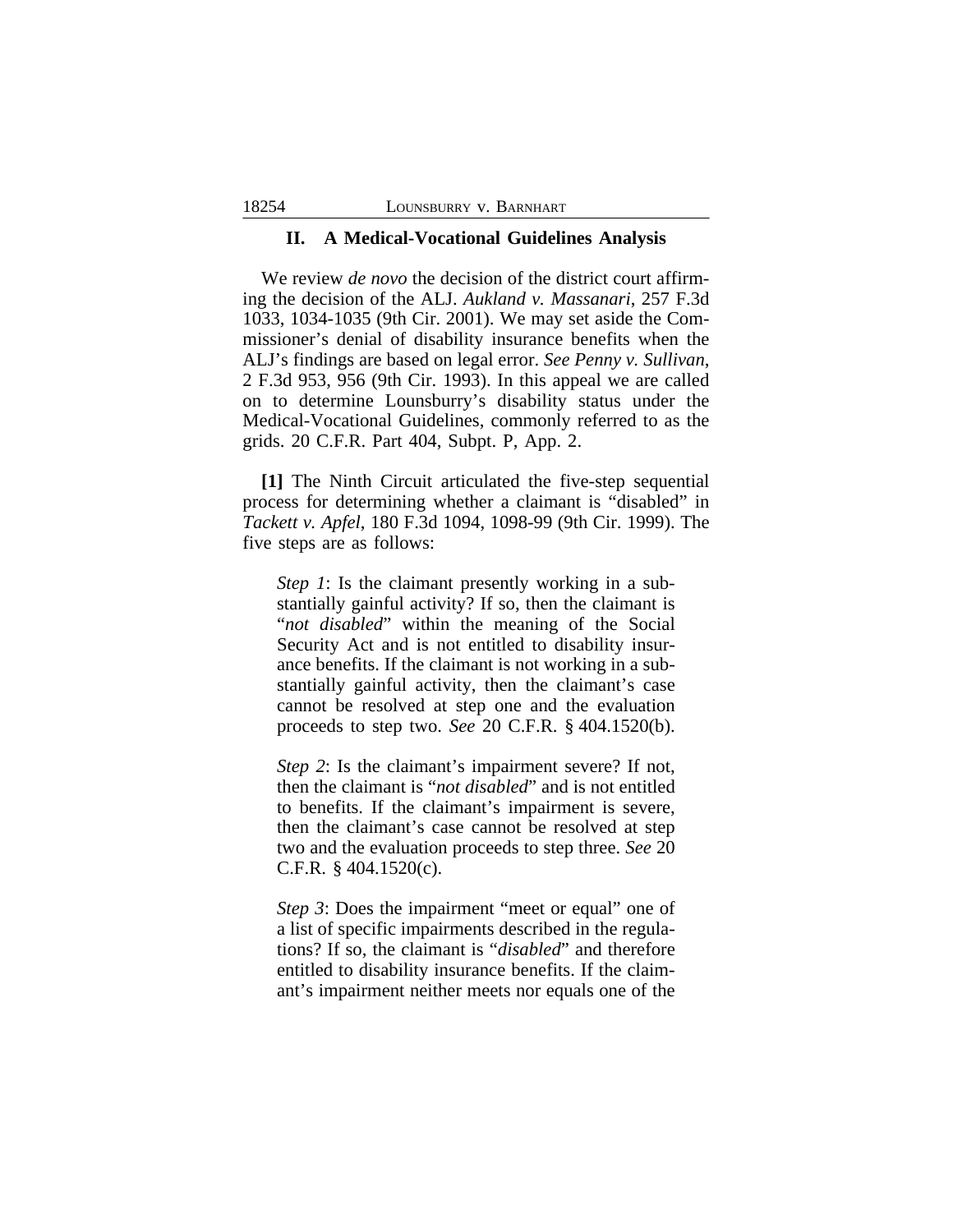## II. A Medical-Vocational Guidelines Analysis

We review *de novo* the decision of the district court affirming the decision of the ALJ. *Aukland v. Massanari*, 257 F.3d 1033, 1034-1035 (9th Cir. 2001). We may set aside the Commissioner's denial of disability insurance benefits when the ALJ's findings are based on legal error. *See Penny v. Sullivan*, 2 F.3d 953, 956 (9th Cir. 1993). In this appeal we are called on to determine Lounsburry's disability status under the Medical-Vocational Guidelines, commonly referred to as the grids. 20 C.F.R. Part 404, Subpt. P, App. 2.

**[1]** The Ninth Circuit articulated the five-step sequential process for determining whether a claimant is "disabled" in *Tackett v. Apfel*, 180 F.3d 1094, 1098-99 (9th Cir. 1999). The five steps are as follows:

> *Step 1*: Is the claimant presently working in a substantially gainful activity? If so, then the claimant is "*not disabled*" within the meaning of the Social Security Act and is not entitled to disability insurance benefits. If the claimant is not working in a substantially gainful activity, then the claimant's case cannot be resolved at step one and the evaluation proceeds to step two. *See* 20 C.F.R. § 404.1520(b).
>
> *Step 2*: Is the claimant's impairment severe? If not, then the claimant is "*not disabled*" and is not entitled to benefits. If the claimant's impairment is severe, then the claimant's case cannot be resolved at step two and the evaluation proceeds to step three. *See* 20 C.F.R. § 404.1520(c).
>
> *Step 3*: Does the impairment "meet or equal" one of a list of specific impairments described in the regulations? If so, the claimant is "*disabled*" and therefore entitled to disability insurance benefits. If the claimant's impairment neither meets nor equals one of the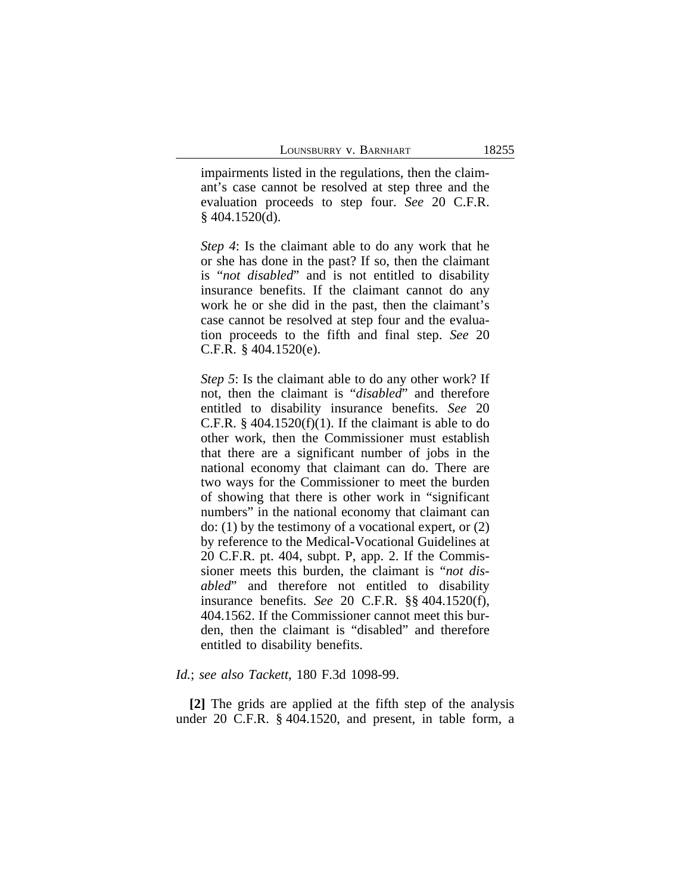> impairments listed in the regulations, then the claimant's case cannot be resolved at step three and the evaluation proceeds to step four. *See* 20 C.F.R. § 404.1520(d).
>
> *Step 4*: Is the claimant able to do any work that he or she has done in the past? If so, then the claimant is "*not disabled*" and is not entitled to disability insurance benefits. If the claimant cannot do any work he or she did in the past, then the claimant's case cannot be resolved at step four and the evaluation proceeds to the fifth and final step. *See* 20 C.F.R. § 404.1520(e).
>
> *Step 5*: Is the claimant able to do any other work? If not, then the claimant is "*disabled*" and therefore entitled to disability insurance benefits. *See* 20 C.F.R. § 404.1520(f)(1). If the claimant is able to do other work, then the Commissioner must establish that there are a significant number of jobs in the national economy that claimant can do. There are two ways for the Commissioner to meet the burden of showing that there is other work in "significant numbers" in the national economy that claimant can do: (1) by the testimony of a vocational expert, or (2) by reference to the Medical-Vocational Guidelines at 20 C.F.R. pt. 404, subpt. P, app. 2. If the Commissioner meets this burden, the claimant is "*not disabled*" and therefore not entitled to disability insurance benefits. *See* 20 C.F.R. §§ 404.1520(f), 404.1562. If the Commissioner cannot meet this burden, then the claimant is "disabled" and therefore entitled to disability benefits.

*Id.*; *see also Tackett*, 180 F.3d 1098-99.

**[2]** The grids are applied at the fifth step of the analysis under 20 C.F.R. § 404.1520, and present, in table form, a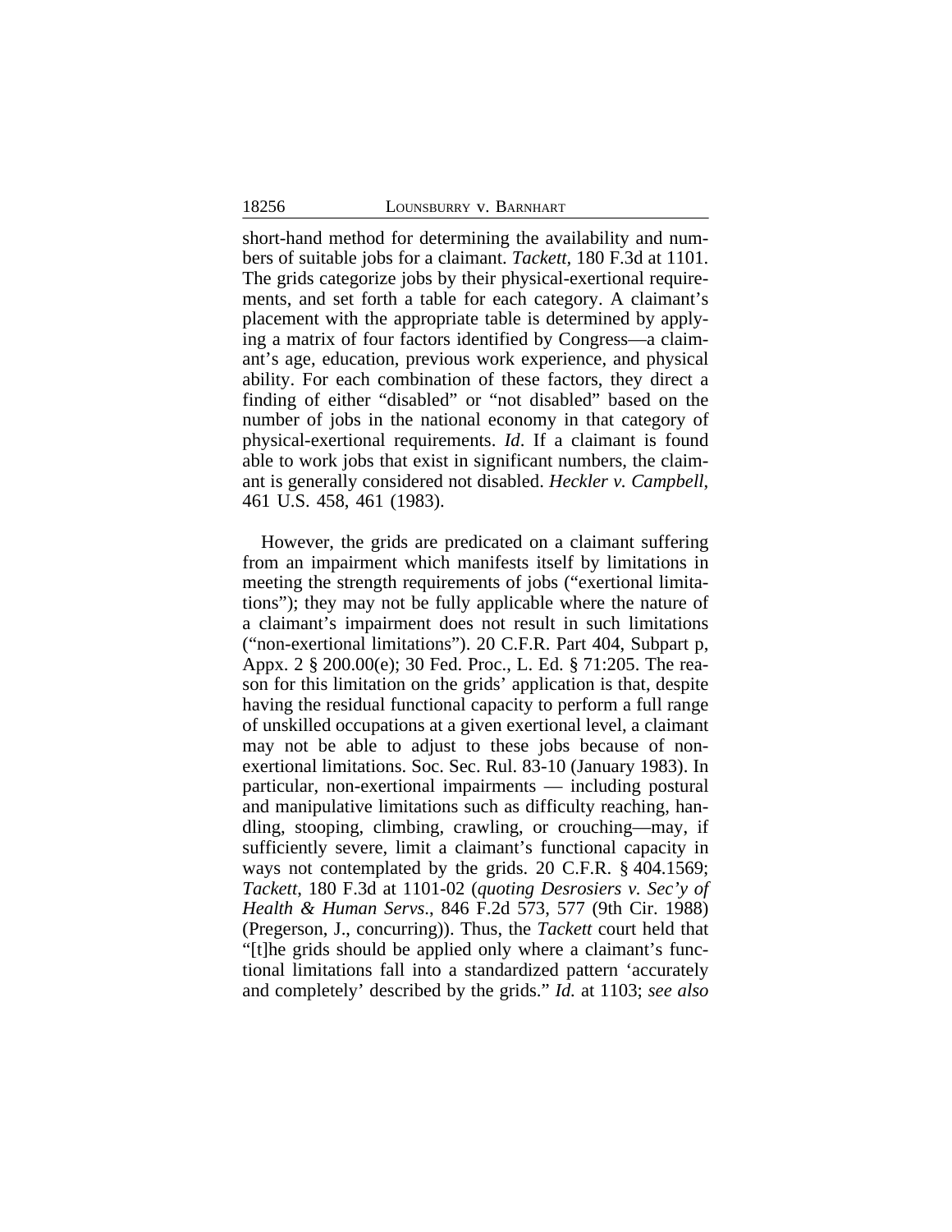short-hand method for determining the availability and numbers of suitable jobs for a claimant. *Tackett*, 180 F.3d at 1101. The grids categorize jobs by their physical-exertional requirements, and set forth a table for each category. A claimant's placement with the appropriate table is determined by applying a matrix of four factors identified by Congress—a claimant's age, education, previous work experience, and physical ability. For each combination of these factors, they direct a finding of either "disabled" or "not disabled" based on the number of jobs in the national economy in that category of physical-exertional requirements. *Id*. If a claimant is found able to work jobs that exist in significant numbers, the claimant is generally considered not disabled. *Heckler v. Campbell*, 461 U.S. 458, 461 (1983).

However, the grids are predicated on a claimant suffering from an impairment which manifests itself by limitations in meeting the strength requirements of jobs ("exertional limitations"); they may not be fully applicable where the nature of a claimant's impairment does not result in such limitations ("non-exertional limitations"). 20 C.F.R. Part 404, Subpart p, Appx. 2 § 200.00(e); 30 Fed. Proc., L. Ed. § 71:205. The reason for this limitation on the grids' application is that, despite having the residual functional capacity to perform a full range of unskilled occupations at a given exertional level, a claimant may not be able to adjust to these jobs because of non-exertional limitations. Soc. Sec. Rul. 83-10 (January 1983). In particular, non-exertional impairments — including postural and manipulative limitations such as difficulty reaching, handling, stooping, climbing, crawling, or crouching—may, if sufficiently severe, limit a claimant's functional capacity in ways not contemplated by the grids. 20 C.F.R. § 404.1569; *Tackett*, 180 F.3d at 1101-02 (*quoting Desrosiers v. Sec'y of Health & Human Servs*., 846 F.2d 573, 577 (9th Cir. 1988) (Pregerson, J., concurring)). Thus, the *Tackett* court held that "[t]he grids should be applied only where a claimant's functional limitations fall into a standardized pattern 'accurately and completely' described by the grids." *Id.* at 1103; *see also*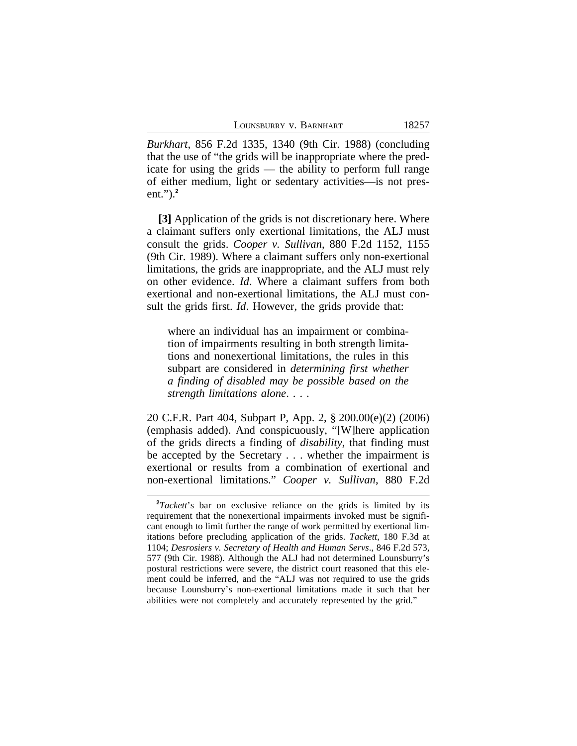*Burkhart*, 856 F.2d 1335, 1340 (9th Cir. 1988) (concluding that the use of "the grids will be inappropriate where the predicate for using the grids — the ability to perform full range of either medium, light or sedentary activities—is not present.").[2]

**[3]** Application of the grids is not discretionary here. Where a claimant suffers only exertional limitations, the ALJ must consult the grids. *Cooper v. Sullivan*, 880 F.2d 1152, 1155 (9th Cir. 1989). Where a claimant suffers only non-exertional limitations, the grids are inappropriate, and the ALJ must rely on other evidence. *Id*. Where a claimant suffers from both exertional and non-exertional limitations, the ALJ must consult the grids first. *Id*. However, the grids provide that:

> where an individual has an impairment or combination of impairments resulting in both strength limitations and nonexertional limitations, the rules in this subpart are considered in *determining first whether a finding of disabled may be possible based on the strength limitations alone*. . . .

20 C.F.R. Part 404, Subpart P, App. 2, § 200.00(e)(2) (2006) (emphasis added). And conspicuously, "[W]here application of the grids directs a finding of *disability*, that finding must be accepted by the Secretary . . . whether the impairment is exertional or results from a combination of exertional and non-exertional limitations." *Cooper v. Sullivan*, 880 F.2d

---

[2]*Tackett*'s bar on exclusive reliance on the grids is limited by its requirement that the nonexertional impairments invoked must be significant enough to limit further the range of work permitted by exertional limitations before precluding application of the grids. *Tackett*, 180 F.3d at 1104; *Desrosiers v. Secretary of Health and Human Servs*., 846 F.2d 573, 577 (9th Cir. 1988). Although the ALJ had not determined Lounsbury's postural restrictions were severe, the district court reasoned that this element could be inferred, and the "ALJ was not required to use the grids because Lounsbury's non-exertional limitations made it such that her abilities were not completely and accurately represented by the grid."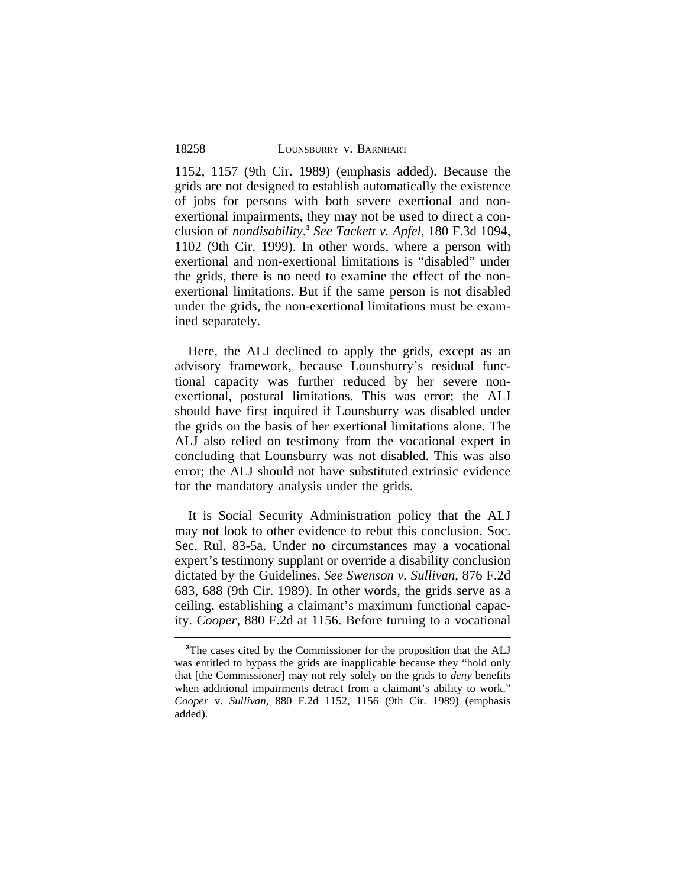1152, 1157 (9th Cir. 1989) (emphasis added). Because the grids are not designed to establish automatically the existence of jobs for persons with both severe exertional and non-exertional impairments, they may not be used to direct a conclusion of *nondisability*.[3] *See Tackett v. Apfel*, 180 F.3d 1094, 1102 (9th Cir. 1999). In other words, where a person with exertional and non-exertional limitations is "disabled" under the grids, there is no need to examine the effect of the non-exertional limitations. But if the same person is not disabled under the grids, the non-exertional limitations must be examined separately.

Here, the ALJ declined to apply the grids, except as an advisory framework, because Lounsbury's residual functional capacity was further reduced by her severe non-exertional, postural limitations. This was error; the ALJ should have first inquired if Lounsbury was disabled under the grids on the basis of her exertional limitations alone. The ALJ also relied on testimony from the vocational expert in concluding that Lounsbury was not disabled. This was also error; the ALJ should not have substituted extrinsic evidence for the mandatory analysis under the grids.

It is Social Security Administration policy that the ALJ may not look to other evidence to rebut this conclusion. Soc. Sec. Rul. 83-5a. Under no circumstances may a vocational expert's testimony supplant or override a disability conclusion dictated by the Guidelines. *See Swenson v. Sullivan*, 876 F.2d 683, 688 (9th Cir. 1989). In other words, the grids serve as a ceiling. establishing a claimant's maximum functional capacity. *Cooper*, 880 F.2d at 1156. Before turning to a vocational

---

[3]The cases cited by the Commissioner for the proposition that the ALJ was entitled to bypass the grids are inapplicable because they "hold only that [the Commissioner] may not rely solely on the grids to *deny* benefits when additional impairments detract from a claimant's ability to work." *Cooper* v. *Sullivan*, 880 F.2d 1152, 1156 (9th Cir. 1989) (emphasis added).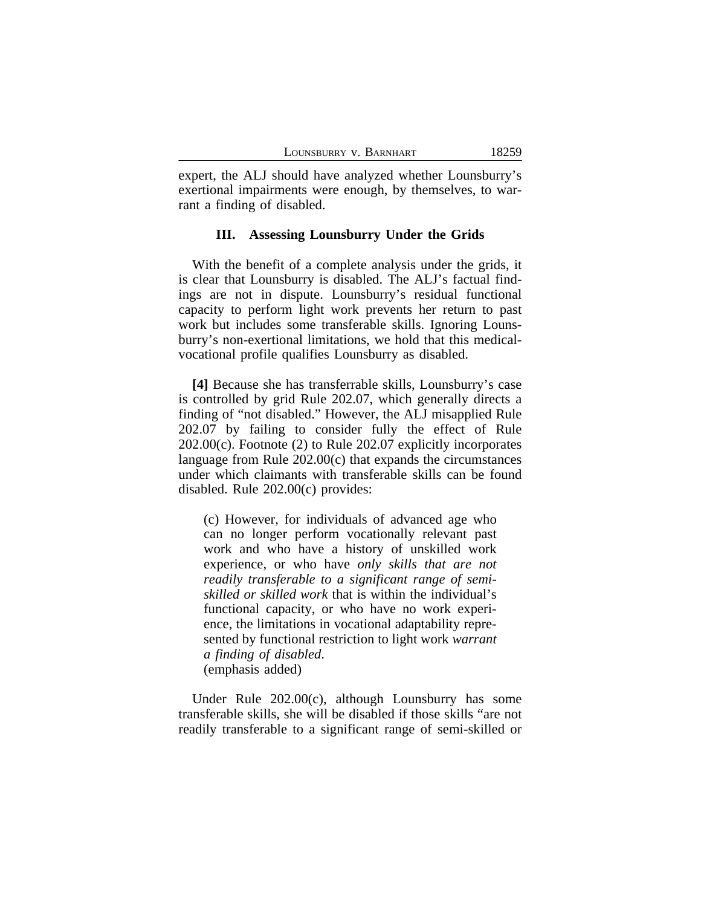expert, the ALJ should have analyzed whether Lounsbury's exertional impairments were enough, by themselves, to warrant a finding of disabled.

### III. Assessing Lounsbury Under the Grids

With the benefit of a complete analysis under the grids, it is clear that Lounsbury is disabled. The ALJ's factual findings are not in dispute. Lounsbury's residual functional capacity to perform light work prevents her return to past work but includes some transferable skills. Ignoring Lounsbury's non-exertional limitations, we hold that this medical-vocational profile qualifies Lounsbury as disabled.

**[4]** Because she has transferrable skills, Lounsbury's case is controlled by grid Rule 202.07, which generally directs a finding of "not disabled." However, the ALJ misapplied Rule 202.07 by failing to consider fully the effect of Rule 202.00(c). Footnote (2) to Rule 202.07 explicitly incorporates language from Rule 202.00(c) that expands the circumstances under which claimants with transferable skills can be found disabled. Rule 202.00(c) provides:

> (c) However, for individuals of advanced age who can no longer perform vocationally relevant past work and who have a history of unskilled work experience, or who have *only skills that are not readily transferable to a significant range of semi-skilled or skilled work* that is within the individual's functional capacity, or who have no work experience, the limitations in vocational adaptability represented by functional restriction to light work *warrant a finding of disabled*.
> (emphasis added)

Under Rule 202.00(c), although Lounsbury has some transferable skills, she will be disabled if those skills "are not readily transferable to a significant range of semi-skilled or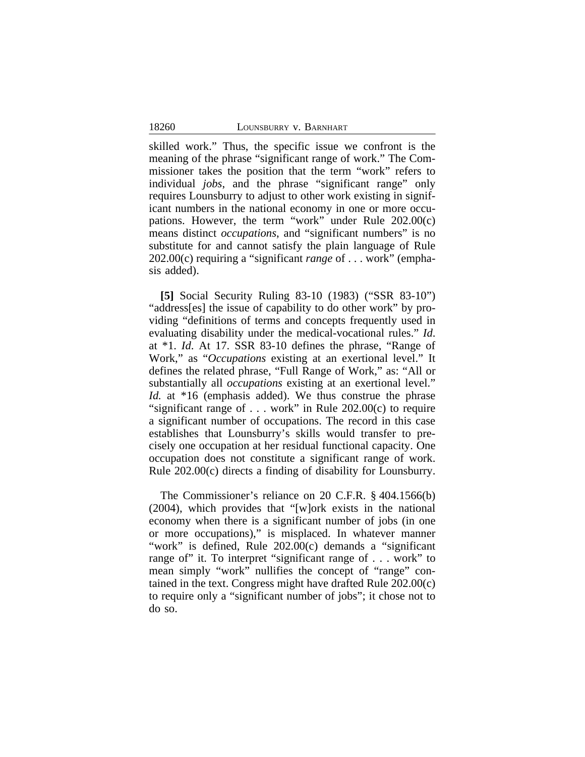skilled work." Thus, the specific issue we confront is the meaning of the phrase "significant range of work." The Commissioner takes the position that the term "work" refers to individual *jobs*, and the phrase "significant range" only requires Lounsburry to adjust to other work existing in significant numbers in the national economy in one or more occupations. However, the term "work" under Rule 202.00(c) means distinct *occupations*, and "significant numbers" is no substitute for and cannot satisfy the plain language of Rule 202.00(c) requiring a "significant *range* of . . . work" (emphasis added).

**[5]** Social Security Ruling 83-10 (1983) ("SSR 83-10") "address[es] the issue of capability to do other work" by providing "definitions of terms and concepts frequently used in evaluating disability under the medical-vocational rules." *Id.* at *1. *Id.* At 17. SSR 83-10 defines the phrase, "Range of Work," as "*Occupations* existing at an exertional level." It defines the related phrase, "Full Range of Work," as: "All or substantially all *occupations* existing at an exertional level." *Id.* at *16 (emphasis added). We thus construe the phrase "significant range of . . . work" in Rule 202.00(c) to require a significant number of occupations. The record in this case establishes that Lounsburry's skills would transfer to precisely one occupation at her residual functional capacity. One occupation does not constitute a significant range of work. Rule 202.00(c) directs a finding of disability for Lounsburry.

The Commissioner's reliance on 20 C.F.R. § 404.1566(b) (2004), which provides that "[w]ork exists in the national economy when there is a significant number of jobs (in one or more occupations)," is misplaced. In whatever manner "work" is defined, Rule 202.00(c) demands a "significant range of" it. To interpret "significant range of . . . work" to mean simply "work" nullifies the concept of "range" contained in the text. Congress might have drafted Rule 202.00(c) to require only a "significant number of jobs"; it chose not to do so.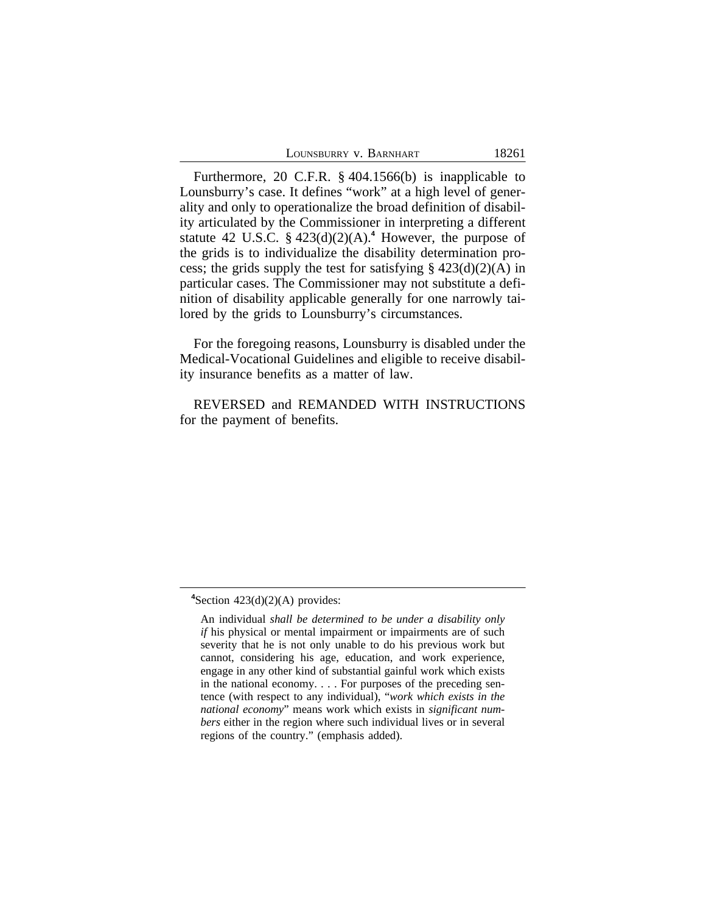Furthermore, 20 C.F.R. § 404.1566(b) is inapplicable to Lounsbury's case. It defines "work" at a high level of generality and only to operationalize the broad definition of disability articulated by the Commissioner in interpreting a different statute 42 U.S.C. § 423(d)(2)(A).[4] However, the purpose of the grids is to individualize the disability determination process; the grids supply the test for satisfying § 423(d)(2)(A) in particular cases. The Commissioner may not substitute a definition of disability applicable generally for one narrowly tailored by the grids to Lounsbury's circumstances.

For the foregoing reasons, Lounsbury is disabled under the Medical-Vocational Guidelines and eligible to receive disability insurance benefits as a matter of law.

REVERSED and REMANDED WITH INSTRUCTIONS for the payment of benefits.

---

[4]Section 423(d)(2)(A) provides:

> An individual *shall be determined to be under a disability only if* his physical or mental impairment or impairments are of such severity that he is not only unable to do his previous work but cannot, considering his age, education, and work experience, engage in any other kind of substantial gainful work which exists in the national economy. . . . For purposes of the preceding sentence (with respect to any individual), "*work which exists in the national economy*" means work which exists in *significant numbers* either in the region where such individual lives or in several regions of the country." (emphasis added).